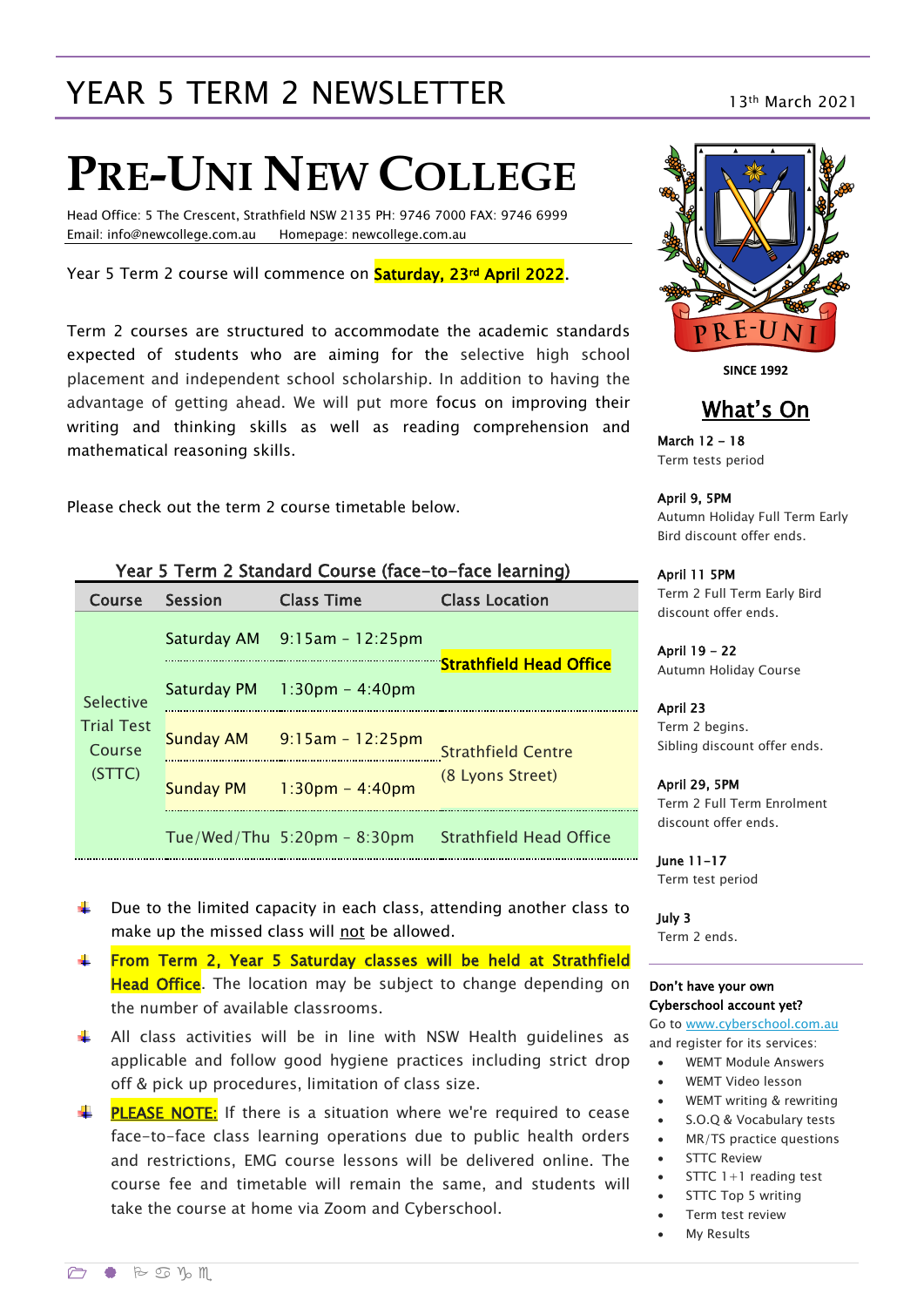# YEAR 5 TERM 2 NEWSLETTER

13th March 2021

# PRE-UNI NEW COLLEGE

Head Office: 5 The Crescent, Strathfield NSW 2135 PH: 9746 7000 FAX: 9746 6999
Email: info@newcollege.com.au Homepage: newcollege.com.au

Year 5 Term 2 course will commence on **Saturday, 23rd April 2022**.

Term 2 courses are structured to accommodate the academic standards expected of students who are aiming for the selective high school placement and independent school scholarship. In addition to having the advantage of getting ahead. We will put more focus on improving their writing and thinking skills as well as reading comprehension and mathematical reasoning skills.

Please check out the term 2 course timetable below.

### Year 5 Term 2 Standard Course (face-to-face learning)

| Course | Session | Class Time | Class Location |
|---|---|---|---|
| Selective Trial Test Course (STTC) | Saturday AM | 9:15am - 12:25pm | **Strathfield Head Office** |
| | Saturday PM | 1:30pm - 4:40pm | |
| | Sunday AM | 9:15am - 12:25pm | Strathfield Centre (8 Lyons Street) |
| | Sunday PM | 1:30pm - 4:40pm | |
| | Tue/Wed/Thu | 5:20pm - 8:30pm | Strathfield Head Office |

- Due to the limited capacity in each class, attending another class to make up the missed class will not be allowed.
- **From Term 2, Year 5 Saturday classes will be held at Strathfield Head Office**. The location may be subject to change depending on the number of available classrooms.
- All class activities will be in line with NSW Health guidelines as applicable and follow good hygiene practices including strict drop off & pick up procedures, limitation of class size.
- **PLEASE NOTE:** If there is a situation where we're required to cease face-to-face class learning operations due to public health orders and restrictions, EMG course lessons will be delivered online. The course fee and timetable will remain the same, and students will take the course at home via Zoom and Cyberschool.

PRE-UNI

SINCE 1992

## What's On

**March 12 – 18**
Term tests period

**April 9, 5PM**
Autumn Holiday Full Term Early Bird discount offer ends.

**April 11 5PM**
Term 2 Full Term Early Bird discount offer ends.

**April 19 – 22**
Autumn Holiday Course

**April 23**
Term 2 begins.
Sibling discount offer ends.

**April 29, 5PM**
Term 2 Full Term Enrolment discount offer ends.

**June 11-17**
Term test period

**July 3**
Term 2 ends.

**Don't have your own Cyberschool account yet?**
Go to www.cyberschool.com.au and register for its services:

- WEMT Module Answers
- WEMT Video lesson
- WEMT writing & rewriting
- S.O.Q & Vocabulary tests
- MR/TS practice questions
- STTC Review
- STTC 1+1 reading test
- STTC Top 5 writing
- Term test review
- My Results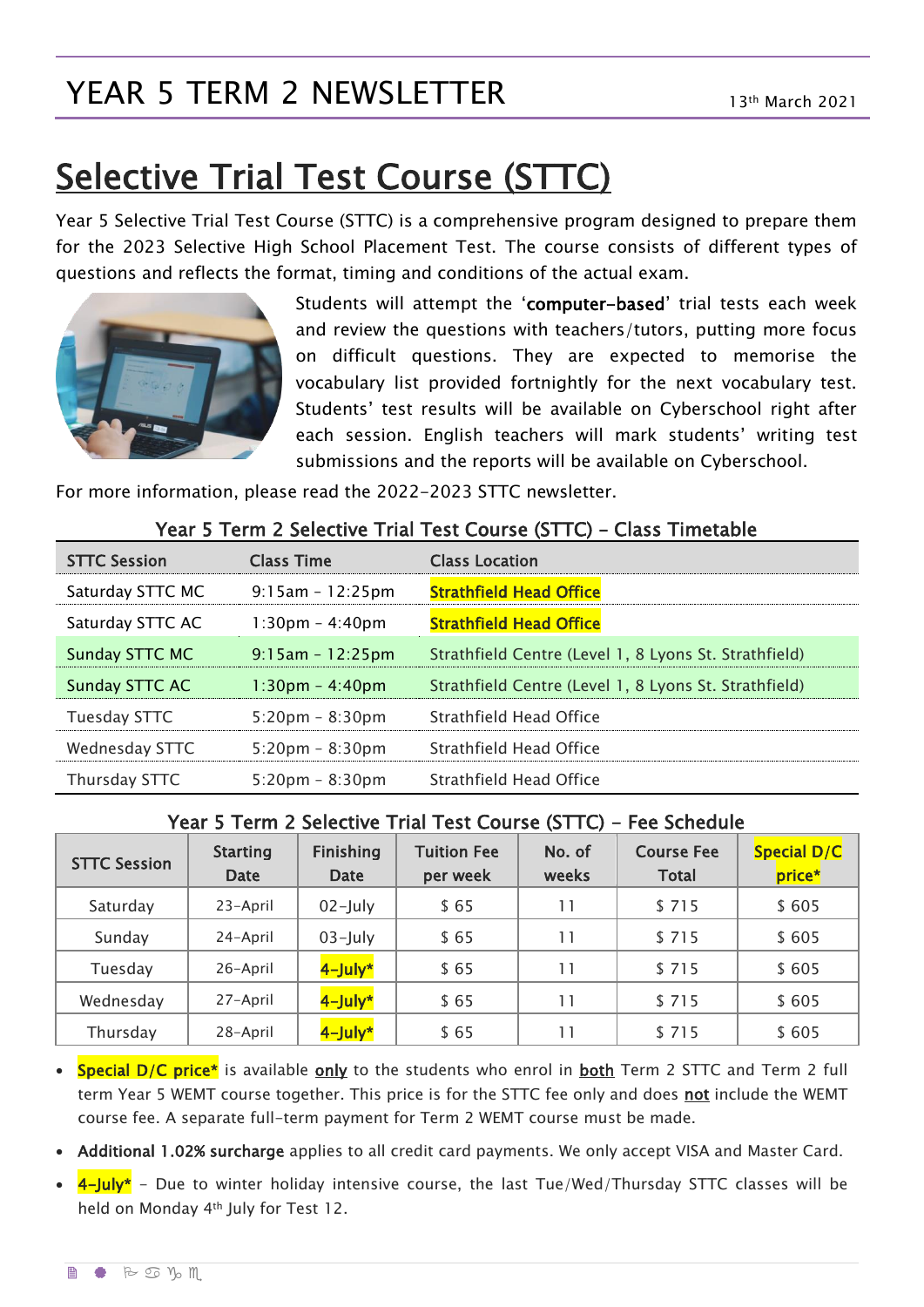# YEAR 5 TERM 2 NEWSLETTER

13th March 2021

## Selective Trial Test Course (STTC)

Year 5 Selective Trial Test Course (STTC) is a comprehensive program designed to prepare them for the 2023 Selective High School Placement Test. The course consists of different types of questions and reflects the format, timing and conditions of the actual exam.

Students will attempt the '**computer-based**' trial tests each week and review the questions with teachers/tutors, putting more focus on difficult questions. They are expected to memorise the vocabulary list provided fortnightly for the next vocabulary test. Students' test results will be available on Cyberschool right after each session. English teachers will mark students' writing test submissions and the reports will be available on Cyberschool.

For more information, please read the 2022-2023 STTC newsletter.

### Year 5 Term 2 Selective Trial Test Course (STTC) – Class Timetable

| STTC Session | Class Time | Class Location |
|---|---|---|
| Saturday STTC MC | 9:15am - 12:25pm | **Strathfield Head Office** |
| Saturday STTC AC | 1:30pm - 4:40pm | **Strathfield Head Office** |
| Sunday STTC MC | 9:15am - 12:25pm | Strathfield Centre (Level 1, 8 Lyons St. Strathfield) |
| Sunday STTC AC | 1:30pm - 4:40pm | Strathfield Centre (Level 1, 8 Lyons St. Strathfield) |
| Tuesday STTC | 5:20pm - 8:30pm | Strathfield Head Office |
| Wednesday STTC | 5:20pm - 8:30pm | Strathfield Head Office |
| Thursday STTC | 5:20pm - 8:30pm | Strathfield Head Office |

### Year 5 Term 2 Selective Trial Test Course (STTC) – Fee Schedule

| STTC Session | Starting Date | Finishing Date | Tuition Fee per week | No. of weeks | Course Fee Total | Special D/C price* |
|---|---|---|---|---|---|---|
| Saturday | 23-April | 02-July | $ 65 | 11 | $ 715 | $ 605 |
| Sunday | 24-April | 03-July | $ 65 | 11 | $ 715 | $ 605 |
| Tuesday | 26-April | **4-July*** | $ 65 | 11 | $ 715 | $ 605 |
| Wednesday | 27-April | **4-July*** | $ 65 | 11 | $ 715 | $ 605 |
| Thursday | 28-April | **4-July*** | $ 65 | 11 | $ 715 | $ 605 |

- **Special D/C price*** is available **only** to the students who enrol in **both** Term 2 STTC and Term 2 full term Year 5 WEMT course together. This price is for the STTC fee only and does **not** include the WEMT course fee. A separate full-term payment for Term 2 WEMT course must be made.
- **Additional 1.02% surcharge** applies to all credit card payments. We only accept VISA and Master Card.
- **4-July*** – Due to winter holiday intensive course, the last Tue/Wed/Thursday STTC classes will be held on Monday 4th July for Test 12.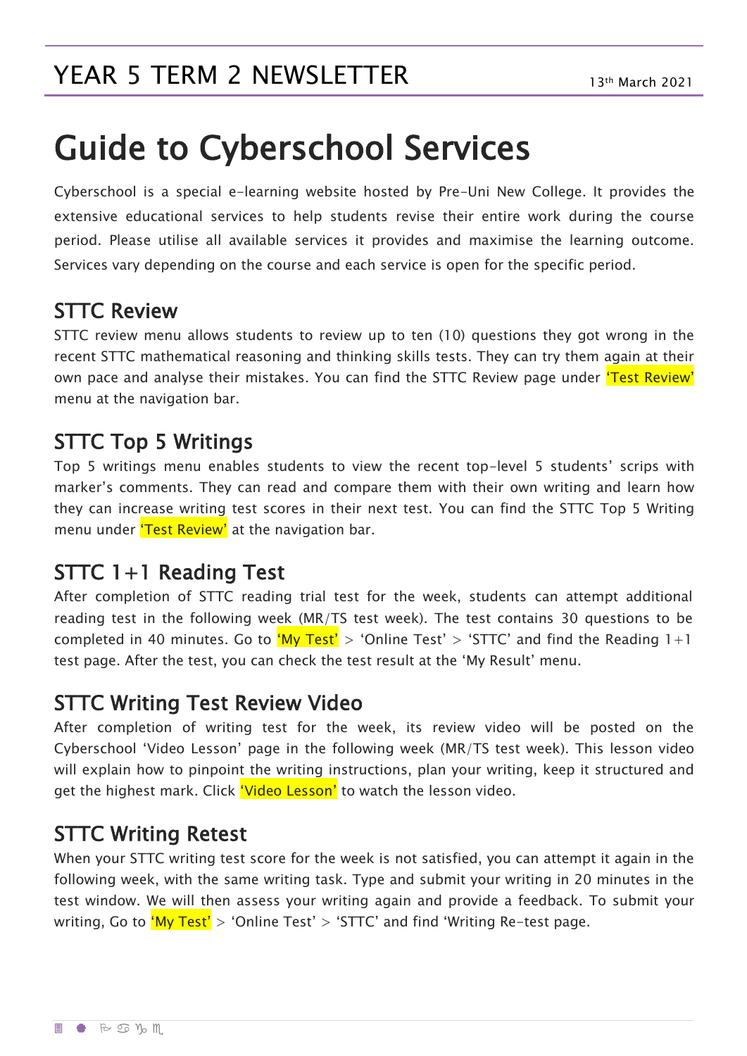# Guide to Cyberschool Services

Cyberschool is a special e-learning website hosted by Pre-Uni New College. It provides the extensive educational services to help students revise their entire work during the course period. Please utilise all available services it provides and maximise the learning outcome. Services vary depending on the course and each service is open for the specific period.

## STTC Review

STTC review menu allows students to review up to ten (10) questions they got wrong in the recent STTC mathematical reasoning and thinking skills tests. They can try them again at their own pace and analyse their mistakes. You can find the STTC Review page under 'Test Review' menu at the navigation bar.

## STTC Top 5 Writings

Top 5 writings menu enables students to view the recent top-level 5 students' scrips with marker's comments. They can read and compare them with their own writing and learn how they can increase writing test scores in their next test. You can find the STTC Top 5 Writing menu under 'Test Review' at the navigation bar.

## STTC 1+1 Reading Test

After completion of STTC reading trial test for the week, students can attempt additional reading test in the following week (MR/TS test week). The test contains 30 questions to be completed in 40 minutes. Go to 'My Test' > 'Online Test' > 'STTC' and find the Reading 1+1 test page. After the test, you can check the test result at the 'My Result' menu.

## STTC Writing Test Review Video

After completion of writing test for the week, its review video will be posted on the Cyberschool 'Video Lesson' page in the following week (MR/TS test week). This lesson video will explain how to pinpoint the writing instructions, plan your writing, keep it structured and get the highest mark. Click 'Video Lesson' to watch the lesson video.

## STTC Writing Retest

When your STTC writing test score for the week is not satisfied, you can attempt it again in the following week, with the same writing task. Type and submit your writing in 20 minutes in the test window. We will then assess your writing again and provide a feedback. To submit your writing, Go to 'My Test' > 'Online Test' > 'STTC' and find 'Writing Re-test page.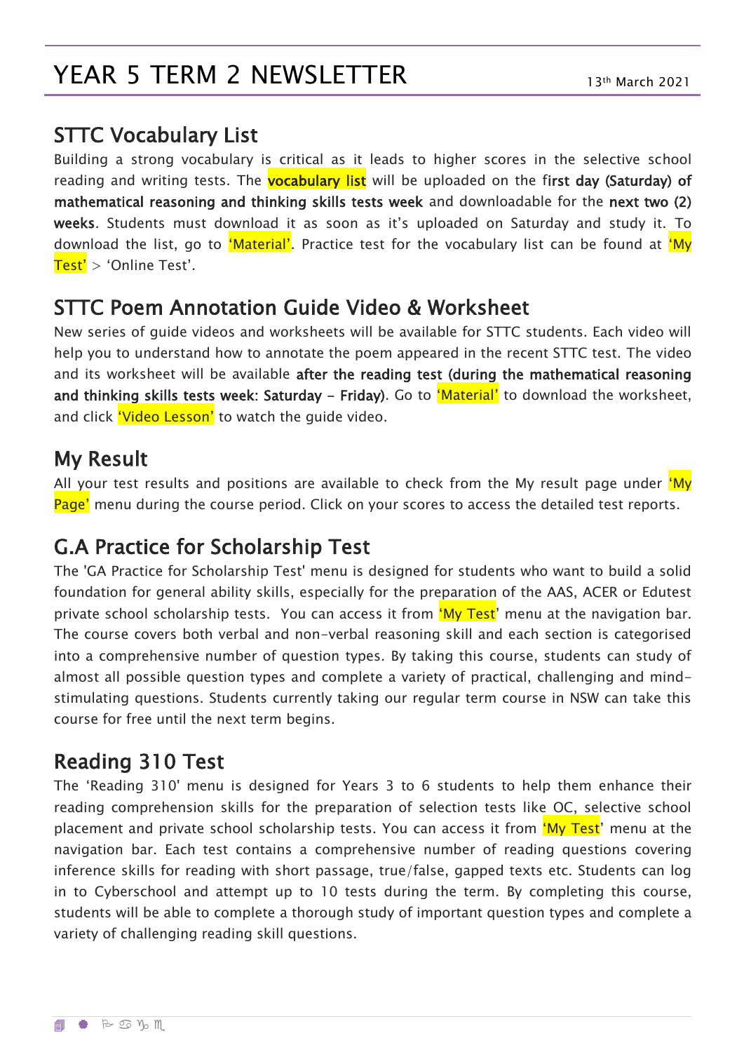# YEAR 5 TERM 2 NEWSLETTER

13th March 2021

## STTC Vocabulary List

Building a strong vocabulary is critical as it leads to higher scores in the selective school reading and writing tests. The **vocabulary list** will be uploaded on the **first day (Saturday) of mathematical reasoning and thinking skills tests week** and downloadable for the **next two (2) weeks**. Students must download it as soon as it's uploaded on Saturday and study it. To download the list, go to 'Material'. Practice test for the vocabulary list can be found at 'My Test' > 'Online Test'.

## STTC Poem Annotation Guide Video & Worksheet

New series of guide videos and worksheets will be available for STTC students. Each video will help you to understand how to annotate the poem appeared in the recent STTC test. The video and its worksheet will be available **after the reading test (during the mathematical reasoning and thinking skills tests week: Saturday – Friday)**. Go to 'Material' to download the worksheet, and click 'Video Lesson' to watch the guide video.

## My Result

All your test results and positions are available to check from the My result page under 'My Page' menu during the course period. Click on your scores to access the detailed test reports.

## G.A Practice for Scholarship Test

The 'GA Practice for Scholarship Test' menu is designed for students who want to build a solid foundation for general ability skills, especially for the preparation of the AAS, ACER or Edutest private school scholarship tests. You can access it from 'My Test' menu at the navigation bar. The course covers both verbal and non-verbal reasoning skill and each section is categorised into a comprehensive number of question types. By taking this course, students can study of almost all possible question types and complete a variety of practical, challenging and mind-stimulating questions. Students currently taking our regular term course in NSW can take this course for free until the next term begins.

## Reading 310 Test

The 'Reading 310' menu is designed for Years 3 to 6 students to help them enhance their reading comprehension skills for the preparation of selection tests like OC, selective school placement and private school scholarship tests. You can access it from 'My Test' menu at the navigation bar. Each test contains a comprehensive number of reading questions covering inference skills for reading with short passage, true/false, gapped texts etc. Students can log in to Cyberschool and attempt up to 10 tests during the term. By completing this course, students will be able to complete a thorough study of important question types and complete a variety of challenging reading skill questions.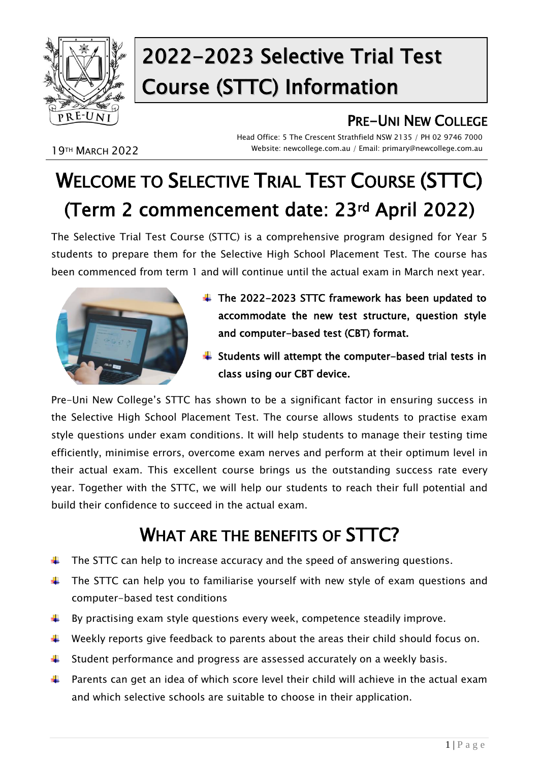# 2022-2023 Selective Trial Test Course (STTC) Information

## PRE-UNI NEW COLLEGE

Head Office: 5 The Crescent Strathfield NSW 2135 / PH 02 9746 7000
Website: newcollege.com.au / Email: primary@newcollege.com.au

19TH MARCH 2022

# WELCOME TO SELECTIVE TRIAL TEST COURSE (STTC) (Term 2 commencement date: 23rd April 2022)

The Selective Trial Test Course (STTC) is a comprehensive program designed for Year 5 students to prepare them for the Selective High School Placement Test. The course has been commenced from term 1 and will continue until the actual exam in March next year.

- **The 2022-2023 STTC framework has been updated to accommodate the new test structure, question style and computer-based test (CBT) format.**
- **Students will attempt the computer-based trial tests in class using our CBT device.**

Pre-Uni New College's STTC has shown to be a significant factor in ensuring success in the Selective High School Placement Test. The course allows students to practise exam style questions under exam conditions. It will help students to manage their testing time efficiently, minimise errors, overcome exam nerves and perform at their optimum level in their actual exam. This excellent course brings us the outstanding success rate every year. Together with the STTC, we will help our students to reach their full potential and build their confidence to succeed in the actual exam.

## WHAT ARE THE BENEFITS OF STTC?

- The STTC can help to increase accuracy and the speed of answering questions.
- The STTC can help you to familiarise yourself with new style of exam questions and computer-based test conditions
- By practising exam style questions every week, competence steadily improve.
- Weekly reports give feedback to parents about the areas their child should focus on.
- Student performance and progress are assessed accurately on a weekly basis.
- Parents can get an idea of which score level their child will achieve in the actual exam and which selective schools are suitable to choose in their application.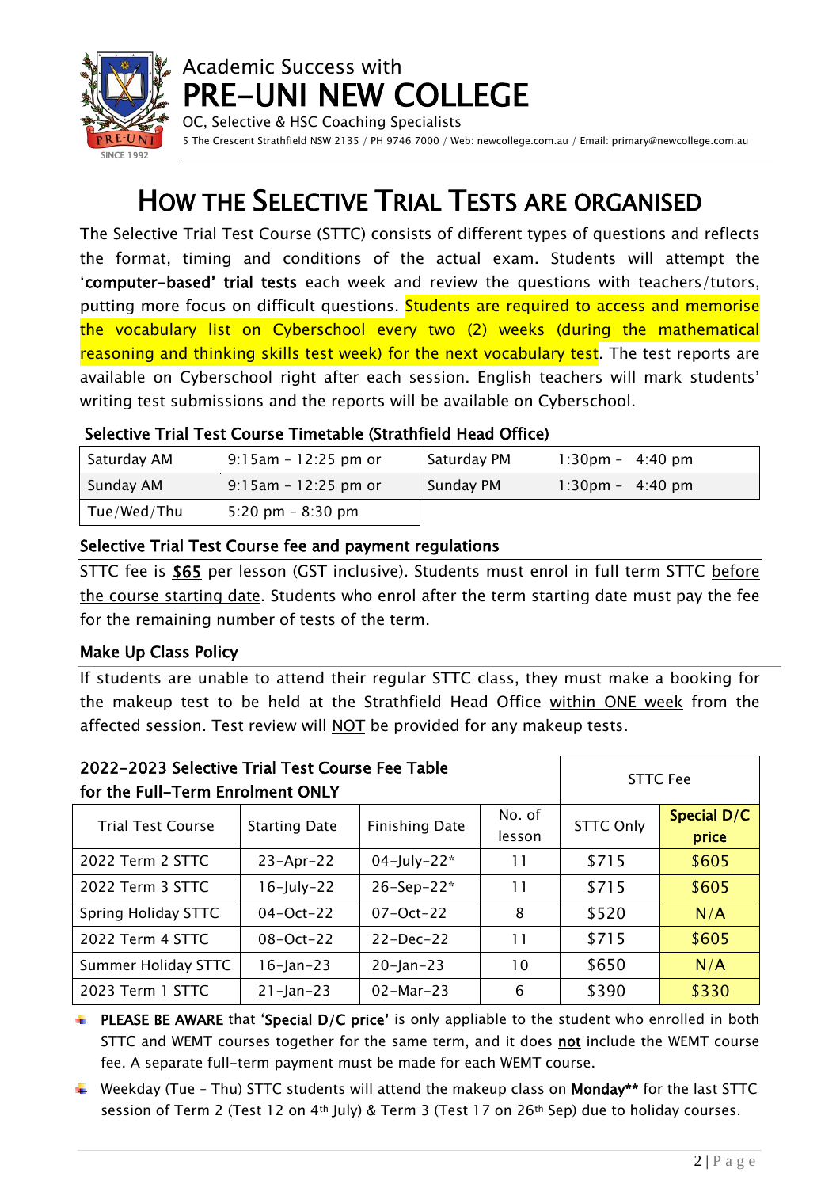Academic Success with

# PRE-UNI NEW COLLEGE

OC, Selective & HSC Coaching Specialists

5 The Crescent Strathfield NSW 2135 / PH 9746 7000 / Web: newcollege.com.au / Email: primary@newcollege.com.au

# HOW THE SELECTIVE TRIAL TESTS ARE ORGANISED

The Selective Trial Test Course (STTC) consists of different types of questions and reflects the format, timing and conditions of the actual exam. Students will attempt the '**computer-based' trial tests** each week and review the questions with teachers/tutors, putting more focus on difficult questions. Students are required to access and memorise the vocabulary list on Cyberschool every two (2) weeks (during the mathematical reasoning and thinking skills test week) for the next vocabulary test. The test reports are available on Cyberschool right after each session. English teachers will mark students' writing test submissions and the reports will be available on Cyberschool.

### Selective Trial Test Course Timetable (Strathfield Head Office)

| | | | |
|---|---|---|---|
| Saturday AM | 9:15am – 12:25 pm or | Saturday PM | 1:30pm – 4:40 pm |
| Sunday AM | 9:15am – 12:25 pm or | Sunday PM | 1:30pm – 4:40 pm |
| Tue/Wed/Thu | 5:20 pm – 8:30 pm | | |

### Selective Trial Test Course fee and payment regulations

STTC fee is **$65** per lesson (GST inclusive). Students must enrol in full term STTC before the course starting date. Students who enrol after the term starting date must pay the fee for the remaining number of tests of the term.

### Make Up Class Policy

If students are unable to attend their regular STTC class, they must make a booking for the makeup test to be held at the Strathfield Head Office within ONE week from the affected session. Test review will NOT be provided for any makeup tests.

### 2022-2023 Selective Trial Test Course Fee Table for the Full-Term Enrolment ONLY

| Trial Test Course | Starting Date | Finishing Date | No. of lesson | STTC Fee | |
|---|---|---|---|---|---|
| | | | | STTC Only | **Special D/C price** |
| 2022 Term 2 STTC | 23-Apr-22 | 04-July-22* | 11 | $715 | $605 |
| 2022 Term 3 STTC | 16-July-22 | 26-Sep-22* | 11 | $715 | $605 |
| Spring Holiday STTC | 04-Oct-22 | 07-Oct-22 | 8 | $520 | N/A |
| 2022 Term 4 STTC | 08-Oct-22 | 22-Dec-22 | 11 | $715 | $605 |
| Summer Holiday STTC | 16-Jan-23 | 20-Jan-23 | 10 | $650 | N/A |
| 2023 Term 1 STTC | 21-Jan-23 | 02-Mar-23 | 6 | $390 | $330 |

- **PLEASE BE AWARE** that '**Special D/C price'** is only appliable to the student who enrolled in both STTC and WEMT courses together for the same term, and it does **not** include the WEMT course fee. A separate full-term payment must be made for each WEMT course.
- Weekday (Tue – Thu) STTC students will attend the makeup class on **Monday**** for the last STTC session of Term 2 (Test 12 on 4th July) & Term 3 (Test 17 on 26th Sep) due to holiday courses.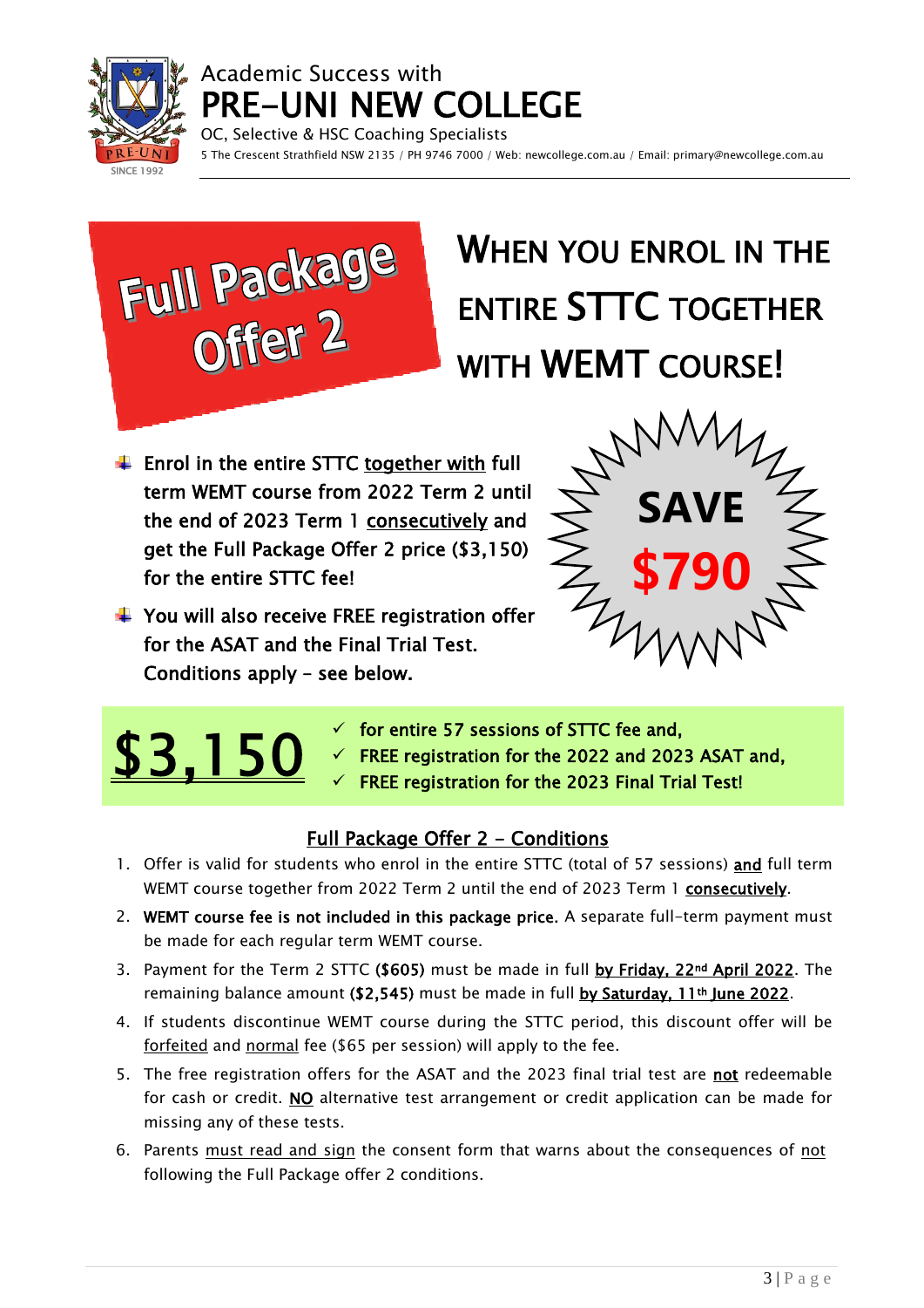Academic Success with
# PRE-UNI NEW COLLEGE
OC, Selective & HSC Coaching Specialists
5 The Crescent Strathfield NSW 2135 / PH 9746 7000 / Web: newcollege.com.au / Email: primary@newcollege.com.au

# Full Package Offer 2

## WHEN YOU ENROL IN THE ENTIRE STTC TOGETHER WITH WEMT COURSE!

- **Enrol in the entire STTC together with full term WEMT course from 2022 Term 2 until the end of 2023 Term 1 consecutively and get the Full Package Offer 2 price ($3,150) for the entire STTC fee!**
- **You will also receive FREE registration offer for the ASAT and the Final Trial Test. Conditions apply – see below.**

**SAVE $790**

# $3,150

- ✓ **for entire 57 sessions of STTC fee and,**
- ✓ **FREE registration for the 2022 and 2023 ASAT and,**
- ✓ **FREE registration for the 2023 Final Trial Test!**

## Full Package Offer 2 – Conditions

1. Offer is valid for students who enrol in the entire STTC (total of 57 sessions) **and** full term WEMT course together from 2022 Term 2 until the end of 2023 Term 1 **consecutively**.
2. **WEMT course fee is not included in this package price.** A separate full-term payment must be made for each regular term WEMT course.
3. Payment for the Term 2 STTC **($605)** must be made in full **by Friday, 22nd April 2022**. The remaining balance amount **($2,545)** must be made in full **by Saturday, 11th June 2022**.
4. If students discontinue WEMT course during the STTC period, this discount offer will be forfeited and normal fee ($65 per session) will apply to the fee.
5. The free registration offers for the ASAT and the 2023 final trial test are **not** redeemable for cash or credit. **NO** alternative test arrangement or credit application can be made for missing any of these tests.
6. Parents must read and sign the consent form that warns about the consequences of not following the Full Package offer 2 conditions.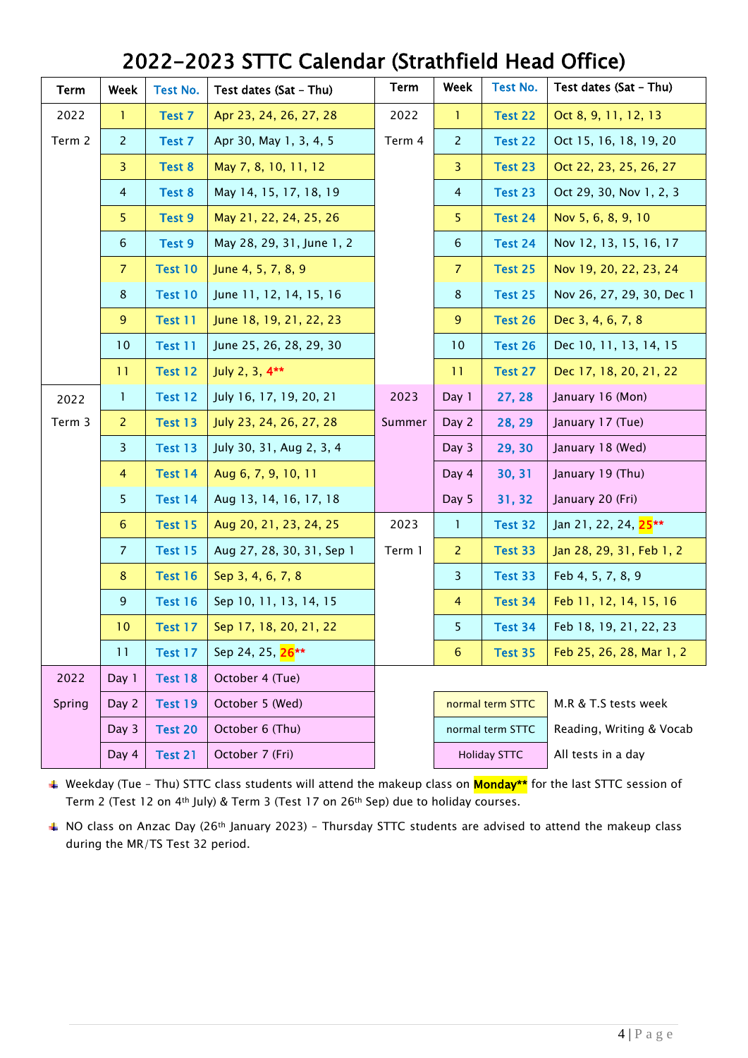# 2022-2023 STTC Calendar (Strathfield Head Office)

| Term | Week | Test No. | Test dates (Sat – Thu) | Term | Week | Test No. | Test dates (Sat – Thu) |
|---|---|---|---|---|---|---|---|
| 2022 Term 2 | 1 | Test 7 | Apr 23, 24, 26, 27, 28 | 2022 Term 4 | 1 | Test 22 | Oct 8, 9, 11, 12, 13 |
| | 2 | Test 7 | Apr 30, May 1, 3, 4, 5 | | 2 | Test 22 | Oct 15, 16, 18, 19, 20 |
| | 3 | Test 8 | May 7, 8, 10, 11, 12 | | 3 | Test 23 | Oct 22, 23, 25, 26, 27 |
| | 4 | Test 8 | May 14, 15, 17, 18, 19 | | 4 | Test 23 | Oct 29, 30, Nov 1, 2, 3 |
| | 5 | Test 9 | May 21, 22, 24, 25, 26 | | 5 | Test 24 | Nov 5, 6, 8, 9, 10 |
| | 6 | Test 9 | May 28, 29, 31, June 1, 2 | | 6 | Test 24 | Nov 12, 13, 15, 16, 17 |
| | 7 | Test 10 | June 4, 5, 7, 8, 9 | | 7 | Test 25 | Nov 19, 20, 22, 23, 24 |
| | 8 | Test 10 | June 11, 12, 14, 15, 16 | | 8 | Test 25 | Nov 26, 27, 29, 30, Dec 1 |
| | 9 | Test 11 | June 18, 19, 21, 22, 23 | | 9 | Test 26 | Dec 3, 4, 6, 7, 8 |
| | 10 | Test 11 | June 25, 26, 28, 29, 30 | | 10 | Test 26 | Dec 10, 11, 13, 14, 15 |
| | 11 | Test 12 | July 2, 3, 4** | | 11 | Test 27 | Dec 17, 18, 20, 21, 22 |
| 2022 Term 3 | 1 | Test 12 | July 16, 17, 19, 20, 21 | 2023 Summer | Day 1 | 27, 28 | January 16 (Mon) |
| | 2 | Test 13 | July 23, 24, 26, 27, 28 | | Day 2 | 28, 29 | January 17 (Tue) |
| | 3 | Test 13 | July 30, 31, Aug 2, 3, 4 | | Day 3 | 29, 30 | January 18 (Wed) |
| | 4 | Test 14 | Aug 6, 7, 9, 10, 11 | | Day 4 | 30, 31 | January 19 (Thu) |
| | 5 | Test 14 | Aug 13, 14, 16, 17, 18 | | Day 5 | 31, 32 | January 20 (Fri) |
| | 6 | Test 15 | Aug 20, 21, 23, 24, 25 | 2023 Term 1 | 1 | Test 32 | Jan 21, 22, 24, 25** |
| | 7 | Test 15 | Aug 27, 28, 30, 31, Sep 1 | | 2 | Test 33 | Jan 28, 29, 31, Feb 1, 2 |
| | 8 | Test 16 | Sep 3, 4, 6, 7, 8 | | 3 | Test 33 | Feb 4, 5, 7, 8, 9 |
| | 9 | Test 16 | Sep 10, 11, 13, 14, 15 | | 4 | Test 34 | Feb 11, 12, 14, 15, 16 |
| | 10 | Test 17 | Sep 17, 18, 20, 21, 22 | | 5 | Test 34 | Feb 18, 19, 21, 22, 23 |
| | 11 | Test 17 | Sep 24, 25, 26** | | 6 | Test 35 | Feb 25, 26, 28, Mar 1, 2 |
| 2022 Spring | Day 1 | Test 18 | October 4 (Tue) | | | | |
| | Day 2 | Test 19 | October 5 (Wed) | | | normal term STTC | M.R & T.S tests week |
| | Day 3 | Test 20 | October 6 (Thu) | | | normal term STTC | Reading, Writing & Vocab |
| | Day 4 | Test 21 | October 7 (Fri) | | | Holiday STTC | All tests in a day |

- Weekday (Tue – Thu) STTC class students will attend the makeup class on **Monday**** for the last STTC session of Term 2 (Test 12 on 4th July) & Term 3 (Test 17 on 26th Sep) due to holiday courses.
- NO class on Anzac Day (26th January 2023) – Thursday STTC students are advised to attend the makeup class during the MR/TS Test 32 period.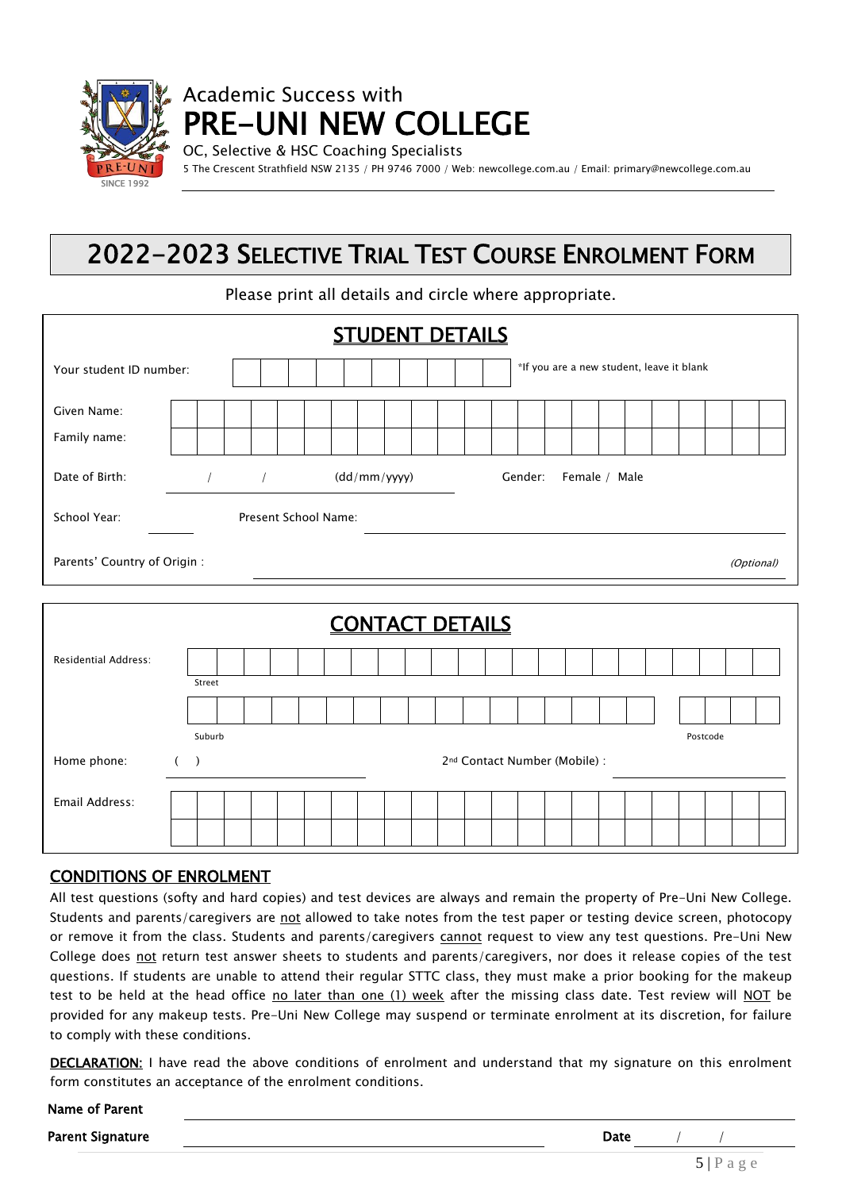Academic Success with

# PRE-UNI NEW COLLEGE

OC, Selective & HSC Coaching Specialists

5 The Crescent Strathfield NSW 2135 / PH 9746 7000 / Web: newcollege.com.au / Email: primary@newcollege.com.au

SINCE 1992

# 2022-2023 SELECTIVE TRIAL TEST COURSE ENROLMENT FORM

Please print all details and circle where appropriate.

## STUDENT DETAILS

Your student ID number: ____________ *If you are a new student, leave it blank

Given Name: ____________

Family name: ____________

Date of Birth: / / (dd/mm/yyyy) Gender: Female / Male

School Year: ______ Present School Name: ____________

Parents' Country of Origin : ____________ *(Optional)*

## CONTACT DETAILS

Residential Address:

Street ____________

Suburb ____________ Postcode ______

Home phone: ( ) ______ 2nd Contact Number (Mobile) : ______

Email Address: ____________

## CONDITIONS OF ENROLMENT

All test questions (softy and hard copies) and test devices are always and remain the property of Pre-Uni New College. Students and parents/caregivers are not allowed to take notes from the test paper or testing device screen, photocopy or remove it from the class. Students and parents/caregivers cannot request to view any test questions. Pre-Uni New College does not return test answer sheets to students and parents/caregivers, nor does it release copies of the test questions. If students are unable to attend their regular STTC class, they must make a prior booking for the makeup test to be held at the head office no later than one (1) week after the missing class date. Test review will NOT be provided for any makeup tests. Pre-Uni New College may suspend or terminate enrolment at its discretion, for failure to comply with these conditions.

**DECLARATION:** I have read the above conditions of enrolment and understand that my signature on this enrolment form constitutes an acceptance of the enrolment conditions.

**Name of Parent** ____________

**Parent Signature** ____________ **Date** / /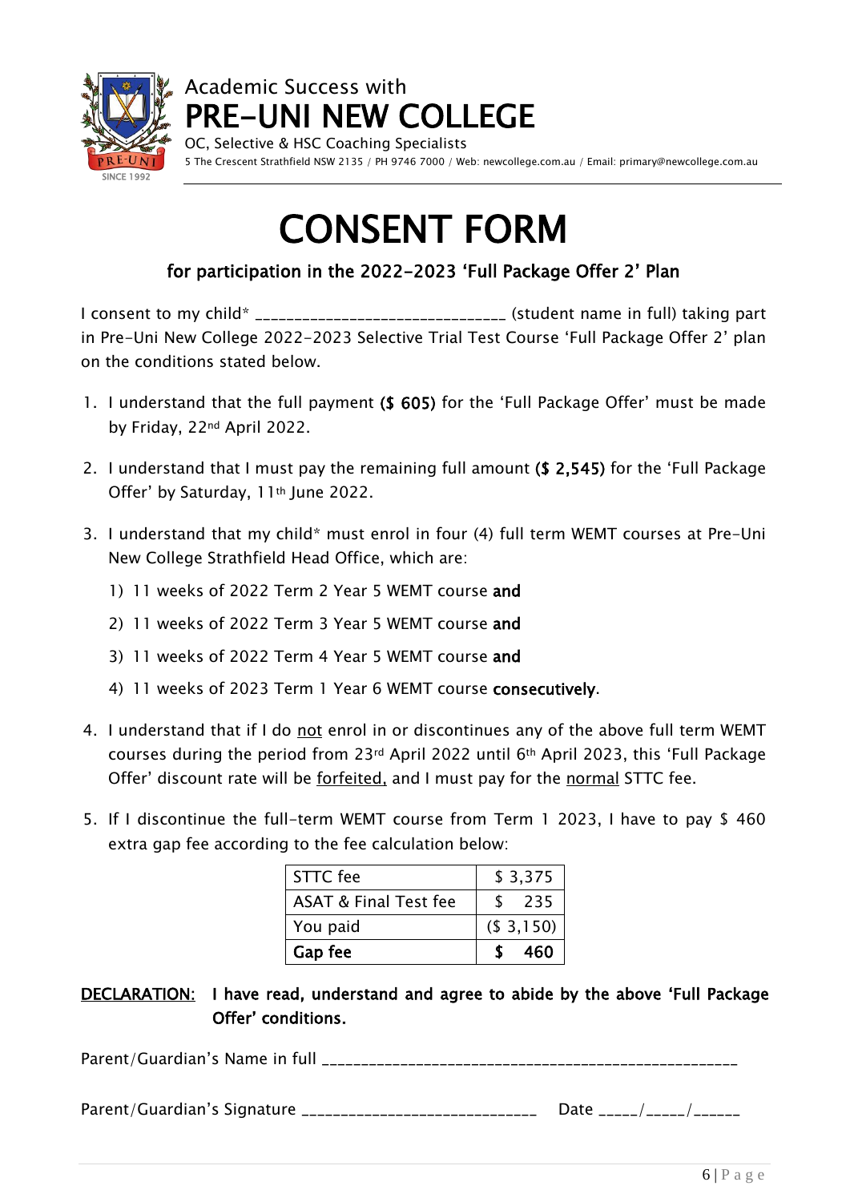Academic Success with

**PRE-UNI NEW COLLEGE**

OC, Selective & HSC Coaching Specialists

5 The Crescent Strathfield NSW 2135 / PH 9746 7000 / Web: newcollege.com.au / Email: primary@newcollege.com.au

# CONSENT FORM

## for participation in the 2022-2023 'Full Package Offer 2' Plan

I consent to my child* ________________________________ (student name in full) taking part in Pre-Uni New College 2022-2023 Selective Trial Test Course 'Full Package Offer 2' plan on the conditions stated below.

1. I understand that the full payment **($ 605)** for the 'Full Package Offer' must be made by Friday, 22nd April 2022.
2. I understand that I must pay the remaining full amount **($ 2,545)** for the 'Full Package Offer' by Saturday, 11th June 2022.
3. I understand that my child* must enrol in four (4) full term WEMT courses at Pre-Uni New College Strathfield Head Office, which are:
   1) 11 weeks of 2022 Term 2 Year 5 WEMT course **and**
   2) 11 weeks of 2022 Term 3 Year 5 WEMT course **and**
   3) 11 weeks of 2022 Term 4 Year 5 WEMT course **and**
   4) 11 weeks of 2023 Term 1 Year 6 WEMT course **consecutively**.
4. I understand that if I do <u>not</u> enrol in or discontinues any of the above full term WEMT courses during the period from 23rd April 2022 until 6th April 2023, this 'Full Package Offer' discount rate will be <u>forfeited,</u> and I must pay for the <u>normal</u> STTC fee.
5. If I discontinue the full-term WEMT course from Term 1 2023, I have to pay $ 460 extra gap fee according to the fee calculation below:

| | |
|---|---|
| STTC fee | $ 3,375 |
| ASAT & Final Test fee | $ 235 |
| You paid | ($ 3,150) |
| **Gap fee** | **$ 460** |

<u>DECLARATION:</u> **I have read, understand and agree to abide by the above 'Full Package Offer' conditions.**

Parent/Guardian's Name in full ____________________________________________________

Parent/Guardian's Signature _____________________________ Date _____/_____/______